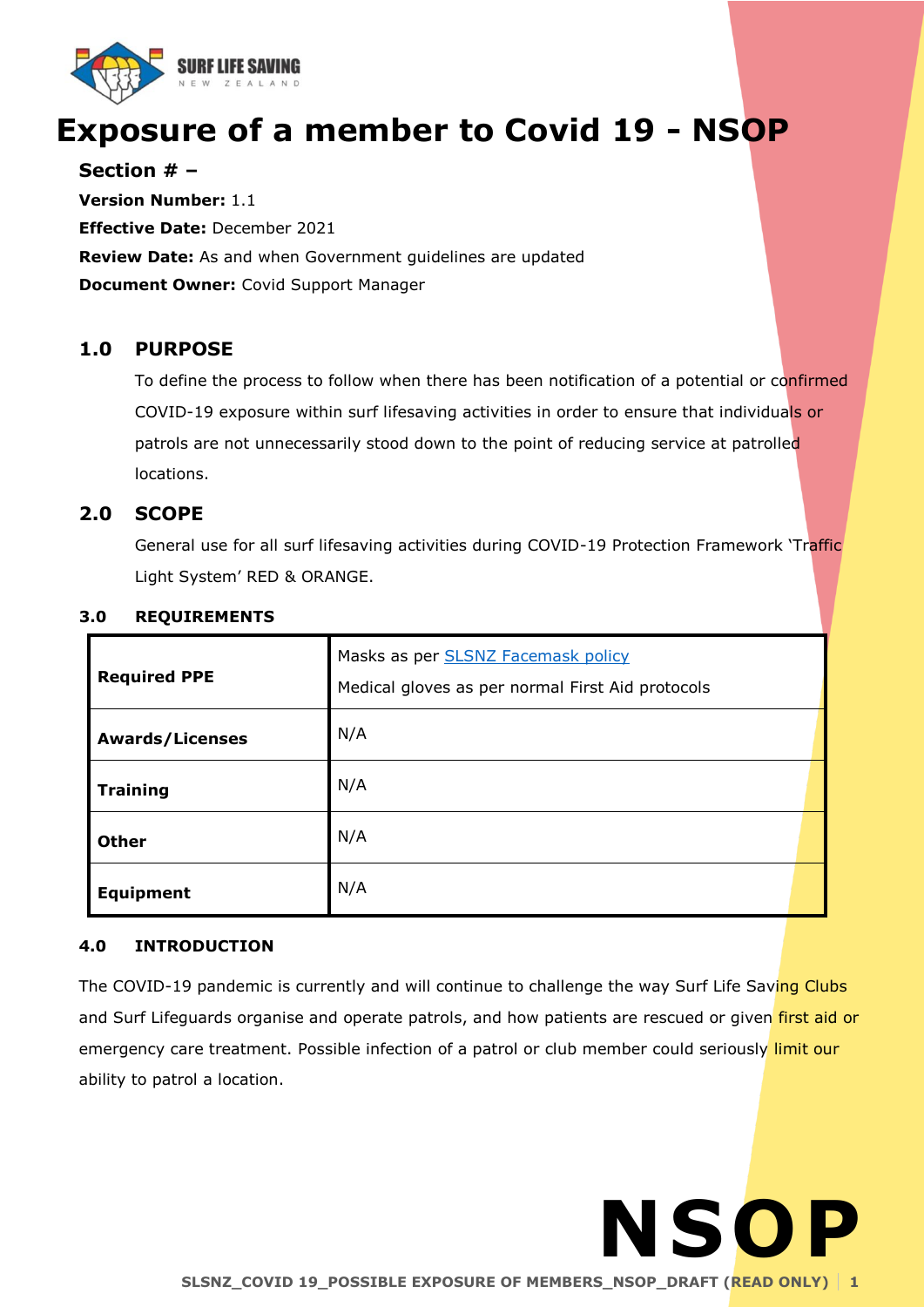# Exposure of a member to Covid 19 - NSOP

**Section # –**

**Version Number:** 1.1

**Effective Date:** December 2021

**Review Date:** As and when Government guidelines are updated

**Document Owner:** Covid Support Manager

## 1.0 PURPOSE

To define the process to follow when there has been notification of a potential or confirmed COVID-19 exposure within surf lifesaving activities in order to ensure that individuals or patrols are not unnecessarily stood down to the point of reducing service at patrolled locations.

## 2.0 SCOPE

General use for all surf lifesaving activities during COVID-19 Protection Framework 'Traffic Light System' RED & ORANGE.

### 3.0 REQUIREMENTS

| | |
|---|---|
| **Required PPE** | Masks as per [SLSNZ Facemask policy](SLSNZ Facemask policy)<br>Medical gloves as per normal First Aid protocols |
| **Awards/Licenses** | N/A |
| **Training** | N/A |
| **Other** | N/A |
| **Equipment** | N/A |

### 4.0 INTRODUCTION

The COVID-19 pandemic is currently and will continue to challenge the way Surf Life Saving Clubs and Surf Lifeguards organise and operate patrols, and how patients are rescued or given first aid or emergency care treatment. Possible infection of a patrol or club member could seriously limit our ability to patrol a location.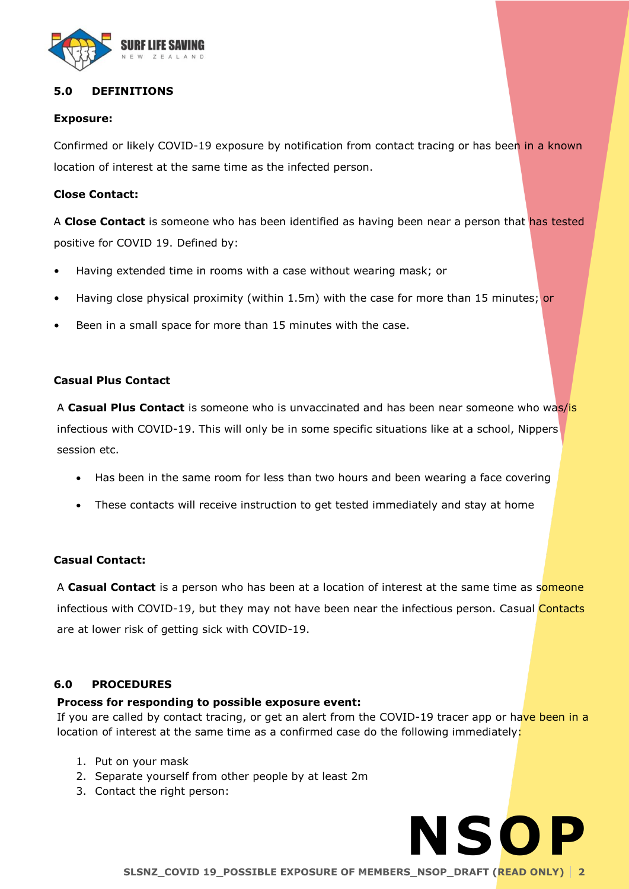## 5.0 DEFINITIONS

**Exposure:**

Confirmed or likely COVID-19 exposure by notification from contact tracing or has been in a known location of interest at the same time as the infected person.

**Close Contact:**

A **Close Contact** is someone who has been identified as having been near a person that has tested positive for COVID 19. Defined by:

- Having extended time in rooms with a case without wearing mask; or
- Having close physical proximity (within 1.5m) with the case for more than 15 minutes; or
- Been in a small space for more than 15 minutes with the case.

**Casual Plus Contact**

A **Casual Plus Contact** is someone who is unvaccinated and has been near someone who was/is infectious with COVID-19. This will only be in some specific situations like at a school, Nippers session etc.

- Has been in the same room for less than two hours and been wearing a face covering
- These contacts will receive instruction to get tested immediately and stay at home

**Casual Contact:**

A **Casual Contact** is a person who has been at a location of interest at the same time as someone infectious with COVID-19, but they may not have been near the infectious person. Casual Contacts are at lower risk of getting sick with COVID-19.

## 6.0 PROCEDURES

**Process for responding to possible exposure event:**

If you are called by contact tracing, or get an alert from the COVID-19 tracer app or have been in a location of interest at the same time as a confirmed case do the following immediately:

1. Put on your mask
2. Separate yourself from other people by at least 2m
3. Contact the right person: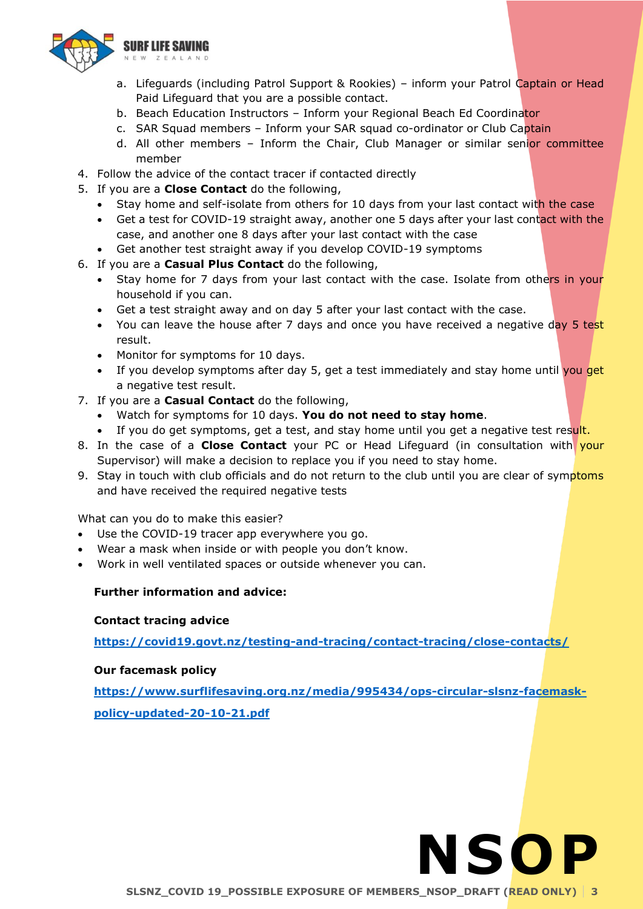a. Lifeguards (including Patrol Support & Rookies) – inform your Patrol Captain or Head Paid Lifeguard that you are a possible contact.
   b. Beach Education Instructors – Inform your Regional Beach Ed Coordinator
   c. SAR Squad members – Inform your SAR squad co-ordinator or Club Captain
   d. All other members – Inform the Chair, Club Manager or similar senior committee member
4. Follow the advice of the contact tracer if contacted directly
5. If you are a **Close Contact** do the following,
   - Stay home and self-isolate from others for 10 days from your last contact with the case
   - Get a test for COVID-19 straight away, another one 5 days after your last contact with the case, and another one 8 days after your last contact with the case
   - Get another test straight away if you develop COVID-19 symptoms
6. If you are a **Casual Plus Contact** do the following,
   - Stay home for 7 days from your last contact with the case. Isolate from others in your household if you can.
   - Get a test straight away and on day 5 after your last contact with the case.
   - You can leave the house after 7 days and once you have received a negative day 5 test result.
   - Monitor for symptoms for 10 days.
   - If you develop symptoms after day 5, get a test immediately and stay home until you get a negative test result.
7. If you are a **Casual Contact** do the following,
   - Watch for symptoms for 10 days. **You do not need to stay home**.
   - If you do get symptoms, get a test, and stay home until you get a negative test result.
8. In the case of a **Close Contact** your PC or Head Lifeguard (in consultation with your Supervisor) will make a decision to replace you if you need to stay home.
9. Stay in touch with club officials and do not return to the club until you are clear of symptoms and have received the required negative tests

What can you do to make this easier?

- Use the COVID-19 tracer app everywhere you go.
- Wear a mask when inside or with people you don't know.
- Work in well ventilated spaces or outside whenever you can.

**Further information and advice:**

**Contact tracing advice**

**https://covid19.govt.nz/testing-and-tracing/contact-tracing/close-contacts/**

**Our facemask policy**

**https://www.surflifesaving.org.nz/media/995434/ops-circular-slsnz-facemask-policy-updated-20-10-21.pdf**